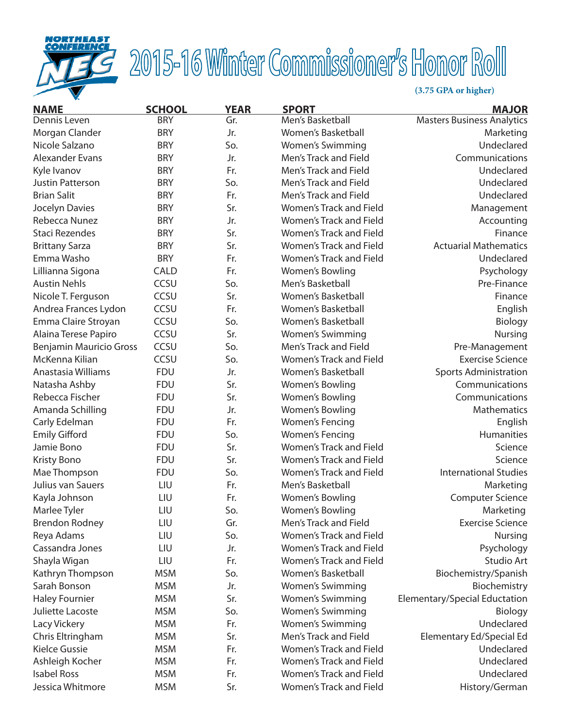NORTHEAST CONFERENCE NEC

# 2015-16 Winter Commissioner's Honor Roll

(3.75 GPA or higher)

| NAME | SCHOOL | YEAR | SPORT | MAJOR |
|---|---|---|---|---|
| Dennis Leven | BRY | Gr. | Men's Basketball | Masters Business Analytics |
| Morgan Clander | BRY | Jr. | Women's Basketball | Marketing |
| Nicole Salzano | BRY | So. | Women's Swimming | Undeclared |
| Alexander Evans | BRY | Jr. | Men's Track and Field | Communications |
| Kyle Ivanov | BRY | Fr. | Men's Track and Field | Undeclared |
| Justin Patterson | BRY | So. | Men's Track and Field | Undeclared |
| Brian Salit | BRY | Fr. | Men's Track and Field | Undeclared |
| Jocelyn Davies | BRY | Sr. | Women's Track and Field | Management |
| Rebecca Nunez | BRY | Jr. | Women's Track and Field | Accounting |
| Staci Rezendes | BRY | Sr. | Women's Track and Field | Finance |
| Brittany Sarza | BRY | Sr. | Women's Track and Field | Actuarial Mathematics |
| Emma Washo | BRY | Fr. | Women's Track and Field | Undeclared |
| Lillianna Sigona | CALD | Fr. | Women's Bowling | Psychology |
| Austin Nehls | CCSU | So. | Men's Basketball | Pre-Finance |
| Nicole T. Ferguson | CCSU | Sr. | Women's Basketball | Finance |
| Andrea Frances Lydon | CCSU | Fr. | Women's Basketball | English |
| Emma Claire Stroyan | CCSU | So. | Women's Basketball | Biology |
| Alaina Terese Papiro | CCSU | Sr. | Women's Swimming | Nursing |
| Benjamin Mauricio Gross | CCSU | So. | Men's Track and Field | Pre-Management |
| McKenna Kilian | CCSU | So. | Women's Track and Field | Exercise Science |
| Anastasia Williams | FDU | Jr. | Women's Basketball | Sports Administration |
| Natasha Ashby | FDU | Sr. | Women's Bowling | Communications |
| Rebecca Fischer | FDU | Sr. | Women's Bowling | Communications |
| Amanda Schilling | FDU | Jr. | Women's Bowling | Mathematics |
| Carly Edelman | FDU | Fr. | Women's Fencing | English |
| Emily Gifford | FDU | So. | Women's Fencing | Humanities |
| Jamie Bono | FDU | Sr. | Women's Track and Field | Science |
| Kristy Bono | FDU | Sr. | Women's Track and Field | Science |
| Mae Thompson | FDU | So. | Women's Track and Field | International Studies |
| Julius van Sauers | LIU | Fr. | Men's Basketball | Marketing |
| Kayla Johnson | LIU | Fr. | Women's Bowling | Computer Science |
| Marlee Tyler | LIU | So. | Women's Bowling | Marketing |
| Brendon Rodney | LIU | Gr. | Men's Track and Field | Exercise Science |
| Reya Adams | LIU | So. | Women's Track and Field | Nursing |
| Cassandra Jones | LIU | Jr. | Women's Track and Field | Psychology |
| Shayla Wigan | LIU | Fr. | Women's Track and Field | Studio Art |
| Kathryn Thompson | MSM | So. | Women's Basketball | Biochemistry/Spanish |
| Sarah Bonson | MSM | Jr. | Women's Swimming | Biochemistry |
| Haley Fournier | MSM | Sr. | Women's Swimming | Elementary/Special Eductation |
| Juliette Lacoste | MSM | So. | Women's Swimming | Biology |
| Lacy Vickery | MSM | Fr. | Women's Swimming | Undeclared |
| Chris Eltringham | MSM | Sr. | Men's Track and Field | Elementary Ed/Special Ed |
| Kielce Gussie | MSM | Fr. | Women's Track and Field | Undeclared |
| Ashleigh Kocher | MSM | Fr. | Women's Track and Field | Undeclared |
| Isabel Ross | MSM | Fr. | Women's Track and Field | Undeclared |
| Jessica Whitmore | MSM | Sr. | Women's Track and Field | History/German |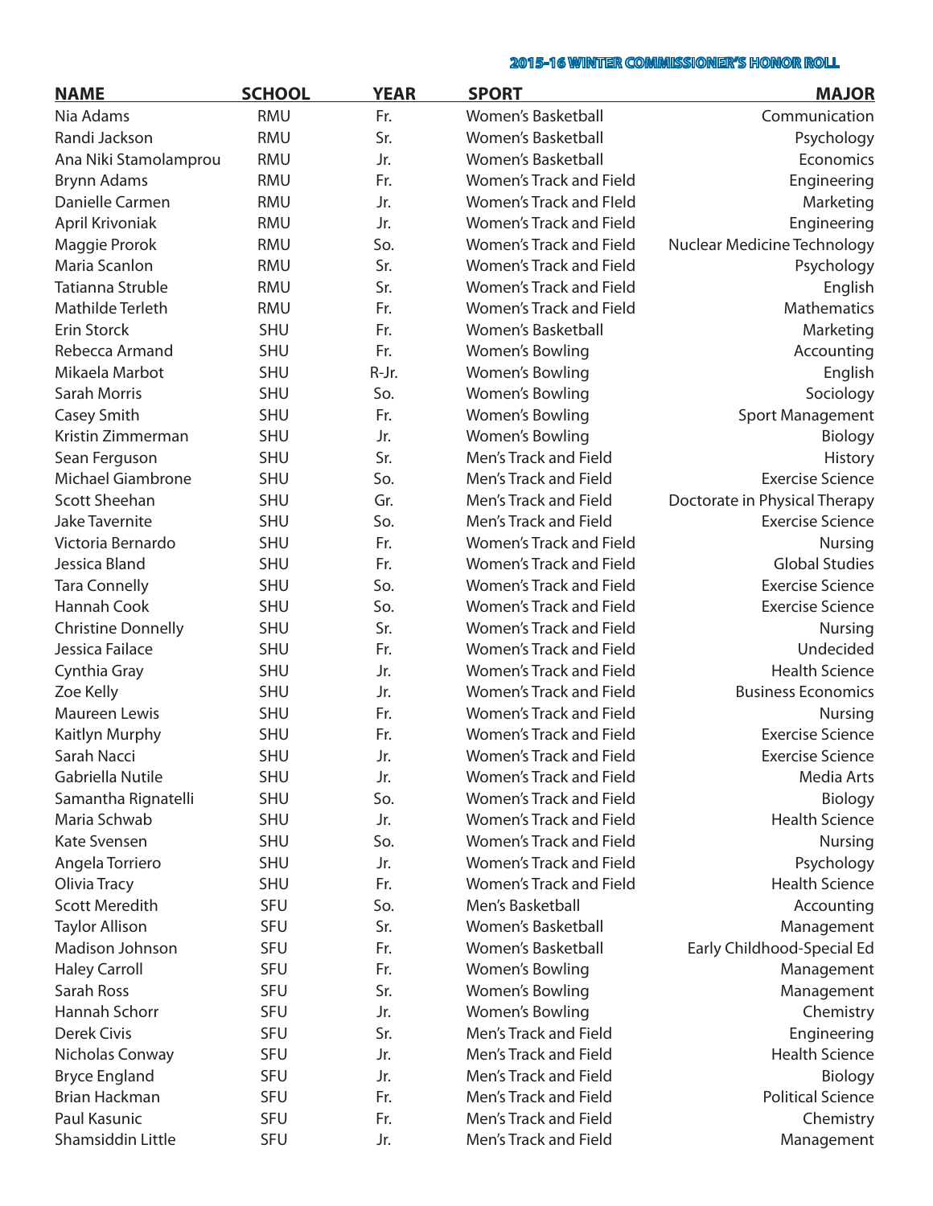## 2015-16 WINTER COMMISSIONER'S HONOR ROLL

| NAME | SCHOOL | YEAR | SPORT | MAJOR |
|---|---|---|---|---|
| Nia Adams | RMU | Fr. | Women's Basketball | Communication |
| Randi Jackson | RMU | Sr. | Women's Basketball | Psychology |
| Ana Niki Stamolamprou | RMU | Jr. | Women's Basketball | Economics |
| Brynn Adams | RMU | Fr. | Women's Track and Field | Engineering |
| Danielle Carmen | RMU | Jr. | Women's Track and FIeld | Marketing |
| April Krivoniak | RMU | Jr. | Women's Track and Field | Engineering |
| Maggie Prorok | RMU | So. | Women's Track and Field | Nuclear Medicine Technology |
| Maria Scanlon | RMU | Sr. | Women's Track and Field | Psychology |
| Tatianna Struble | RMU | Sr. | Women's Track and Field | English |
| Mathilde Terleth | RMU | Fr. | Women's Track and Field | Mathematics |
| Erin Storck | SHU | Fr. | Women's Basketball | Marketing |
| Rebecca Armand | SHU | Fr. | Women's Bowling | Accounting |
| Mikaela Marbot | SHU | R-Jr. | Women's Bowling | English |
| Sarah Morris | SHU | So. | Women's Bowling | Sociology |
| Casey Smith | SHU | Fr. | Women's Bowling | Sport Management |
| Kristin Zimmerman | SHU | Jr. | Women's Bowling | Biology |
| Sean Ferguson | SHU | Sr. | Men's Track and Field | History |
| Michael Giambrone | SHU | So. | Men's Track and Field | Exercise Science |
| Scott Sheehan | SHU | Gr. | Men's Track and Field | Doctorate in Physical Therapy |
| Jake Tavernite | SHU | So. | Men's Track and Field | Exercise Science |
| Victoria Bernardo | SHU | Fr. | Women's Track and Field | Nursing |
| Jessica Bland | SHU | Fr. | Women's Track and Field | Global Studies |
| Tara Connelly | SHU | So. | Women's Track and Field | Exercise Science |
| Hannah Cook | SHU | So. | Women's Track and Field | Exercise Science |
| Christine Donnelly | SHU | Sr. | Women's Track and Field | Nursing |
| Jessica Failace | SHU | Fr. | Women's Track and Field | Undecided |
| Cynthia Gray | SHU | Jr. | Women's Track and Field | Health Science |
| Zoe Kelly | SHU | Jr. | Women's Track and Field | Business Economics |
| Maureen Lewis | SHU | Fr. | Women's Track and Field | Nursing |
| Kaitlyn Murphy | SHU | Fr. | Women's Track and Field | Exercise Science |
| Sarah Nacci | SHU | Jr. | Women's Track and Field | Exercise Science |
| Gabriella Nutile | SHU | Jr. | Women's Track and Field | Media Arts |
| Samantha Rignatelli | SHU | So. | Women's Track and Field | Biology |
| Maria Schwab | SHU | Jr. | Women's Track and Field | Health Science |
| Kate Svensen | SHU | So. | Women's Track and Field | Nursing |
| Angela Torriero | SHU | Jr. | Women's Track and Field | Psychology |
| Olivia Tracy | SHU | Fr. | Women's Track and Field | Health Science |
| Scott Meredith | SFU | So. | Men's Basketball | Accounting |
| Taylor Allison | SFU | Sr. | Women's Basketball | Management |
| Madison Johnson | SFU | Fr. | Women's Basketball | Early Childhood-Special Ed |
| Haley Carroll | SFU | Fr. | Women's Bowling | Management |
| Sarah Ross | SFU | Sr. | Women's Bowling | Management |
| Hannah Schorr | SFU | Jr. | Women's Bowling | Chemistry |
| Derek Civis | SFU | Sr. | Men's Track and Field | Engineering |
| Nicholas Conway | SFU | Jr. | Men's Track and Field | Health Science |
| Bryce England | SFU | Jr. | Men's Track and Field | Biology |
| Brian Hackman | SFU | Fr. | Men's Track and Field | Political Science |
| Paul Kasunic | SFU | Fr. | Men's Track and Field | Chemistry |
| Shamsiddin Little | SFU | Jr. | Men's Track and Field | Management |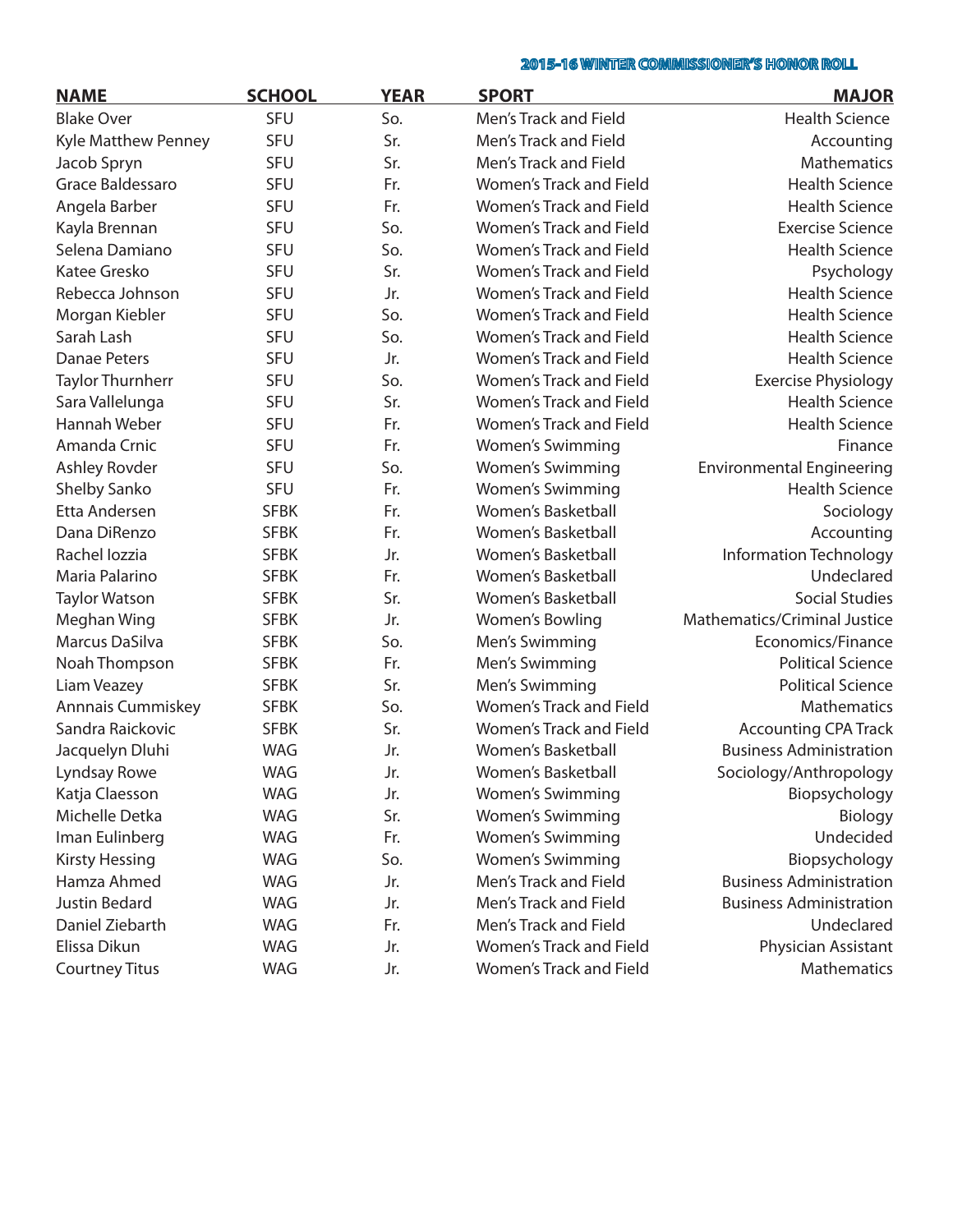## 2015-16 WINTER COMMISSIONER'S HONOR ROLL

| NAME | SCHOOL | YEAR | SPORT | MAJOR |
|---|---|---|---|---|
| Blake Over | SFU | So. | Men's Track and Field | Health Science |
| Kyle Matthew Penney | SFU | Sr. | Men's Track and Field | Accounting |
| Jacob Spryn | SFU | Sr. | Men's Track and Field | Mathematics |
| Grace Baldessaro | SFU | Fr. | Women's Track and Field | Health Science |
| Angela Barber | SFU | Fr. | Women's Track and Field | Health Science |
| Kayla Brennan | SFU | So. | Women's Track and Field | Exercise Science |
| Selena Damiano | SFU | So. | Women's Track and Field | Health Science |
| Katee Gresko | SFU | Sr. | Women's Track and Field | Psychology |
| Rebecca Johnson | SFU | Jr. | Women's Track and Field | Health Science |
| Morgan Kiebler | SFU | So. | Women's Track and Field | Health Science |
| Sarah Lash | SFU | So. | Women's Track and Field | Health Science |
| Danae Peters | SFU | Jr. | Women's Track and Field | Health Science |
| Taylor Thurnherr | SFU | So. | Women's Track and Field | Exercise Physiology |
| Sara Vallelunga | SFU | Sr. | Women's Track and Field | Health Science |
| Hannah Weber | SFU | Fr. | Women's Track and Field | Health Science |
| Amanda Crnic | SFU | Fr. | Women's Swimming | Finance |
| Ashley Rovder | SFU | So. | Women's Swimming | Environmental Engineering |
| Shelby Sanko | SFU | Fr. | Women's Swimming | Health Science |
| Etta Andersen | SFBK | Fr. | Women's Basketball | Sociology |
| Dana DiRenzo | SFBK | Fr. | Women's Basketball | Accounting |
| Rachel Iozzia | SFBK | Jr. | Women's Basketball | Information Technology |
| Maria Palarino | SFBK | Fr. | Women's Basketball | Undeclared |
| Taylor Watson | SFBK | Sr. | Women's Basketball | Social Studies |
| Meghan Wing | SFBK | Jr. | Women's Bowling | Mathematics/Criminal Justice |
| Marcus DaSilva | SFBK | So. | Men's Swimming | Economics/Finance |
| Noah Thompson | SFBK | Fr. | Men's Swimming | Political Science |
| Liam Veazey | SFBK | Sr. | Men's Swimming | Political Science |
| Annnais Cummiskey | SFBK | So. | Women's Track and Field | Mathematics |
| Sandra Raickovic | SFBK | Sr. | Women's Track and Field | Accounting CPA Track |
| Jacquelyn Dluhi | WAG | Jr. | Women's Basketball | Business Administration |
| Lyndsay Rowe | WAG | Jr. | Women's Basketball | Sociology/Anthropology |
| Katja Claesson | WAG | Jr. | Women's Swimming | Biopsychology |
| Michelle Detka | WAG | Sr. | Women's Swimming | Biology |
| Iman Eulinberg | WAG | Fr. | Women's Swimming | Undecided |
| Kirsty Hessing | WAG | So. | Women's Swimming | Biopsychology |
| Hamza Ahmed | WAG | Jr. | Men's Track and Field | Business Administration |
| Justin Bedard | WAG | Jr. | Men's Track and Field | Business Administration |
| Daniel Ziebarth | WAG | Fr. | Men's Track and Field | Undeclared |
| Elissa Dikun | WAG | Jr. | Women's Track and Field | Physician Assistant |
| Courtney Titus | WAG | Jr. | Women's Track and Field | Mathematics |